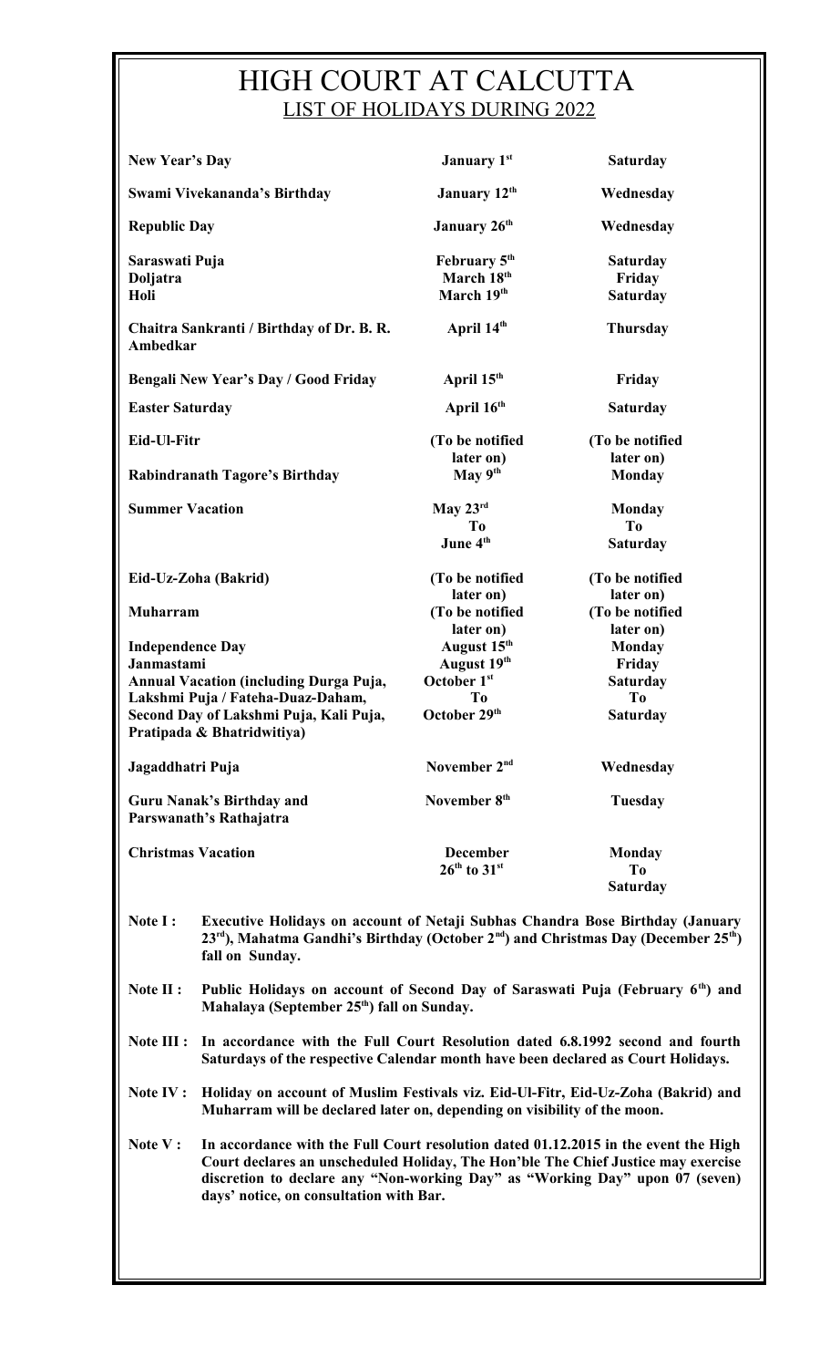# HIGH COURT AT CALCUTTA

## LIST OF HOLIDAYS DURING 2022

| Holiday | Date | Day |
|---|---|---|
| **New Year's Day** | **January 1st** | **Saturday** |
| **Swami Vivekananda's Birthday** | **January 12th** | **Wednesday** |
| **Republic Day** | **January 26th** | **Wednesday** |
| **Saraswati Puja** | **February 5th** | **Saturday** |
| **Doljatra** | **March 18th** | **Friday** |
| **Holi** | **March 19th** | **Saturday** |
| **Chaitra Sankranti / Birthday of Dr. B. R. Ambedkar** | **April 14th** | **Thursday** |
| **Bengali New Year's Day / Good Friday** | **April 15th** | **Friday** |
| **Easter Saturday** | **April 16th** | **Saturday** |
| **Eid-Ul-Fitr** | **(To be notified later on)** | **(To be notified later on)** |
| **Rabindranath Tagore's Birthday** | **May 9th** | **Monday** |
| **Summer Vacation** | **May 23rd To June 4th** | **Monday To Saturday** |
| **Eid-Uz-Zoha (Bakrid)** | **(To be notified later on)** | **(To be notified later on)** |
| **Muharram** | **(To be notified later on)** | **(To be notified later on)** |
| **Independence Day** | **August 15th** | **Monday** |
| **Janmastami** | **August 19th** | **Friday** |
| **Annual Vacation (including Durga Puja, Lakshmi Puja / Fateha-Duaz-Daham, Second Day of Lakshmi Puja, Kali Puja, Pratipada & Bhatridwitiya)** | **October 1st To October 29th** | **Saturday To Saturday** |
| **Jagaddhatri Puja** | **November 2nd** | **Wednesday** |
| **Guru Nanak's Birthday and Parswanath's Rathajatra** | **November 8th** | **Tuesday** |
| **Christmas Vacation** | **December 26th to 31st** | **Monday To Saturday** |

**Note I :** **Executive Holidays on account of Netaji Subhas Chandra Bose Birthday (January 23rd), Mahatma Gandhi's Birthday (October 2nd) and Christmas Day (December 25th) fall on Sunday.**

**Note II :** **Public Holidays on account of Second Day of Saraswati Puja (February 6th) and Mahalaya (September 25th) fall on Sunday.**

**Note III :** **In accordance with the Full Court Resolution dated 6.8.1992 second and fourth Saturdays of the respective Calendar month have been declared as Court Holidays.**

**Note IV :** **Holiday on account of Muslim Festivals viz. Eid-Ul-Fitr, Eid-Uz-Zoha (Bakrid) and Muharram will be declared later on, depending on visibility of the moon.**

**Note V :** **In accordance with the Full Court resolution dated 01.12.2015 in the event the High Court declares an unscheduled Holiday, The Hon'ble The Chief Justice may exercise discretion to declare any "Non-working Day" as "Working Day" upon 07 (seven) days' notice, on consultation with Bar.**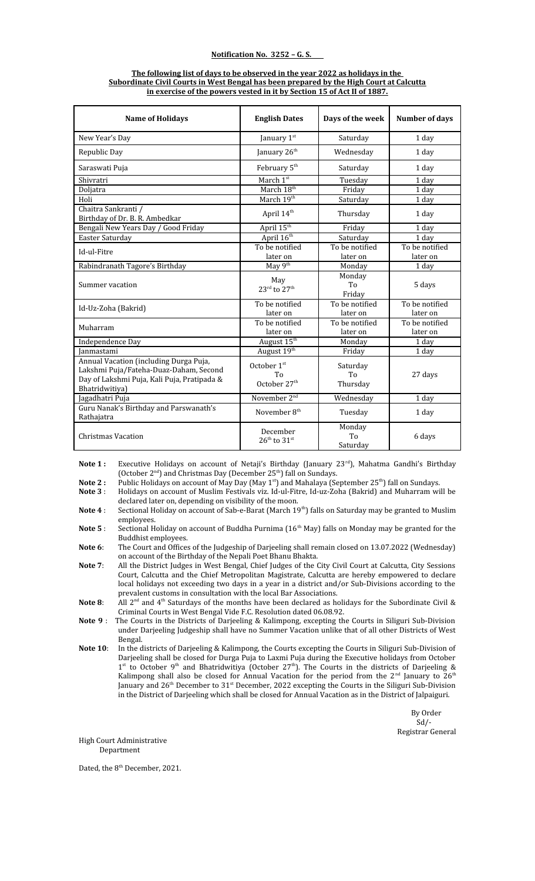**Notification No. 3252 – G. S.**

**The following list of days to be observed in the year 2022 as holidays in the Subordinate Civil Courts in West Bengal has been prepared by the High Court at Calcutta in exercise of the powers vested in it by Section 15 of Act II of 1887.**

| Name of Holidays | English Dates | Days of the week | Number of days |
|---|---|---|---|
| New Year's Day | January 1st | Saturday | 1 day |
| Republic Day | January 26th | Wednesday | 1 day |
| Saraswati Puja | February 5th | Saturday | 1 day |
| Shivratri | March 1st | Tuesday | 1 day |
| Doljatra | March 18th | Friday | 1 day |
| Holi | March 19th | Saturday | 1 day |
| Chaitra Sankranti / Birthday of Dr. B. R. Ambedkar | April 14th | Thursday | 1 day |
| Bengali New Years Day / Good Friday | April 15th | Friday | 1 day |
| Easter Saturday | April 16th | Saturday | 1 day |
| Id-ul-Fitre | To be notified later on | To be notified later on | To be notified later on |
| Rabindranath Tagore's Birthday | May 9th | Monday | 1 day |
| Summer vacation | May 23rd to 27th | Monday To Friday | 5 days |
| Id-Uz-Zoha (Bakrid) | To be notified later on | To be notified later on | To be notified later on |
| Muharram | To be notified later on | To be notified later on | To be notified later on |
| Independence Day | August 15th | Monday | 1 day |
| Janmastami | August 19th | Friday | 1 day |
| Annual Vacation (including Durga Puja, Lakshmi Puja/Fateha-Duaz-Daham, Second Day of Lakshmi Puja, Kali Puja, Pratipada & Bhatridwitiya) | October 1st To October 27th | Saturday To Thursday | 27 days |
| Jagadhatri Puja | November 2nd | Wednesday | 1 day |
| Guru Nanak's Birthday and Parswanath's Rathajatra | November 8th | Tuesday | 1 day |
| Christmas Vacation | December 26th to 31st | Monday To Saturday | 6 days |

**Note 1 :** Executive Holidays on account of Netaji's Birthday (January 23rd), Mahatma Gandhi's Birthday (October 2nd) and Christmas Day (December 25th) fall on Sundays.

**Note 2 :** Public Holidays on account of May Day (May 1st) and Mahalaya (September 25th) fall on Sundays.

**Note 3 :** Holidays on account of Muslim Festivals viz. Id-ul-Fitre, Id-uz-Zoha (Bakrid) and Muharram will be declared later on, depending on visibility of the moon.

**Note 4 :** Sectional Holiday on account of Sab-e-Barat (March 19th) falls on Saturday may be granted to Muslim employees.

**Note 5 :** Sectional Holiday on account of Buddha Purnima (16th May) falls on Monday may be granted for the Buddhist employees.

**Note 6:** The Court and Offices of the Judgeship of Darjeeling shall remain closed on 13.07.2022 (Wednesday) on account of the Birthday of the Nepali Poet Bhanu Bhakta.

**Note 7:** All the District Judges in West Bengal, Chief Judges of the City Civil Court at Calcutta, City Sessions Court, Calcutta and the Chief Metropolitan Magistrate, Calcutta are hereby empowered to declare local holidays not exceeding two days in a year in a district and/or Sub-Divisions according to the prevalent customs in consultation with the local Bar Associations.

**Note 8:** All 2nd and 4th Saturdays of the months have been declared as holidays for the Subordinate Civil & Criminal Courts in West Bengal Vide F.C. Resolution dated 06.08.92.

**Note 9 :** The Courts in the Districts of Darjeeling & Kalimpong, excepting the Courts in Siliguri Sub-Division under Darjeeling Judgeship shall have no Summer Vacation unlike that of all other Districts of West Bengal.

**Note 10:** In the districts of Darjeeling & Kalimpong, the Courts excepting the Courts in Siliguri Sub-Division of Darjeeling shall be closed for Durga Puja to Laxmi Puja during the Executive holidays from October 1st to October 9th and Bhatridwitiya (October 27th). The Courts in the districts of Darjeeling & Kalimpong shall also be closed for Annual Vacation for the period from the 2nd January to 26th January and 26th December to 31st December, 2022 excepting the Courts in the Siliguri Sub-Division in the District of Darjeeling which shall be closed for Annual Vacation as in the District of Jalpaiguri.

By Order
Sd/-
Registrar General

High Court Administrative Department

Dated, the 8th December, 2021.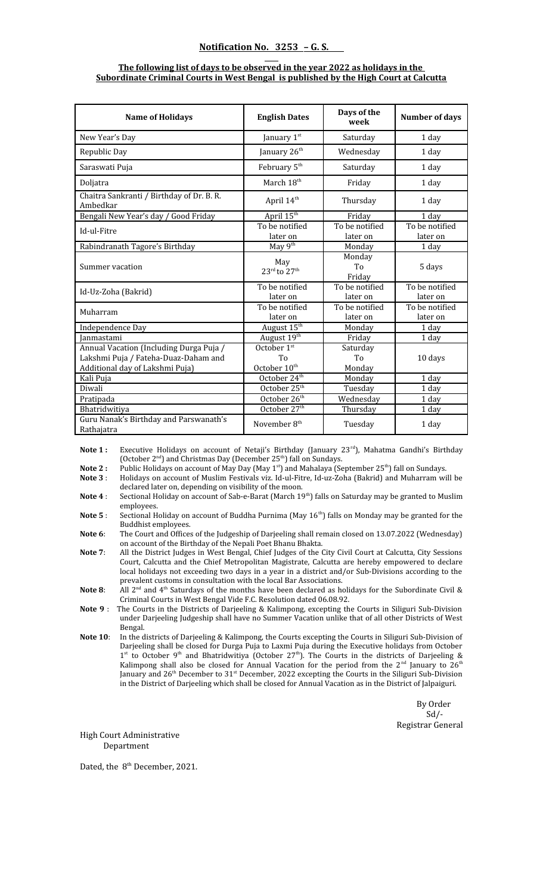## Notification No. 3253 – G. S.

**The following list of days to be observed in the year 2022 as holidays in the Subordinate Criminal Courts in West Bengal is published by the High Court at Calcutta**

| Name of Holidays | English Dates | Days of the week | Number of days |
|---|---|---|---|
| New Year's Day | January 1st | Saturday | 1 day |
| Republic Day | January 26th | Wednesday | 1 day |
| Saraswati Puja | February 5th | Saturday | 1 day |
| Doljatra | March 18th | Friday | 1 day |
| Chaitra Sankranti / Birthday of Dr. B. R. Ambedkar | April 14th | Thursday | 1 day |
| Bengali New Year's day / Good Friday | April 15th | Friday | 1 day |
| Id-ul-Fitre | To be notified later on | To be notified later on | To be notified later on |
| Rabindranath Tagore's Birthday | May 9th | Monday | 1 day |
| Summer vacation | May 23rd to 27th | Monday To Friday | 5 days |
| Id-Uz-Zoha (Bakrid) | To be notified later on | To be notified later on | To be notified later on |
| Muharram | To be notified later on | To be notified later on | To be notified later on |
| Independence Day | August 15th | Monday | 1 day |
| Janmastami | August 19th | Friday | 1 day |
| Annual Vacation (Including Durga Puja / Lakshmi Puja / Fateha-Duaz-Daham and Additional day of Lakshmi Puja) | October 1st To October 10th | Saturday To Monday | 10 days |
| Kali Puja | October 24th | Monday | 1 day |
| Diwali | October 25th | Tuesday | 1 day |
| Pratipada | October 26th | Wednesday | 1 day |
| Bhatridwitiya | October 27th | Thursday | 1 day |
| Guru Nanak's Birthday and Parswanath's Rathajatra | November 8th | Tuesday | 1 day |

**Note 1 :** Executive Holidays on account of Netaji's Birthday (January 23rd), Mahatma Gandhi's Birthday (October 2nd) and Christmas Day (December 25th) fall on Sundays.

**Note 2 :** Public Holidays on account of May Day (May 1st) and Mahalaya (September 25th) fall on Sundays.

**Note 3 :** Holidays on account of Muslim Festivals viz. Id-ul-Fitre, Id-uz-Zoha (Bakrid) and Muharram will be declared later on, depending on visibility of the moon.

**Note 4 :** Sectional Holiday on account of Sab-e-Barat (March 19th) falls on Saturday may be granted to Muslim employees.

**Note 5 :** Sectional Holiday on account of Buddha Purnima (May 16th) falls on Monday may be granted for the Buddhist employees.

**Note 6:** The Court and Offices of the Judgeship of Darjeeling shall remain closed on 13.07.2022 (Wednesday) on account of the Birthday of the Nepali Poet Bhanu Bhakta.

**Note 7:** All the District Judges in West Bengal, Chief Judges of the City Civil Court at Calcutta, City Sessions Court, Calcutta and the Chief Metropolitan Magistrate, Calcutta are hereby empowered to declare local holidays not exceeding two days in a year in a district and/or Sub-Divisions according to the prevalent customs in consultation with the local Bar Associations.

**Note 8:** All 2nd and 4th Saturdays of the months have been declared as holidays for the Subordinate Civil & Criminal Courts in West Bengal Vide F.C. Resolution dated 06.08.92.

**Note 9 :** The Courts in the Districts of Darjeeling & Kalimpong, excepting the Courts in Siliguri Sub-Division under Darjeeling Judgeship shall have no Summer Vacation unlike that of all other Districts of West Bengal.

**Note 10:** In the districts of Darjeeling & Kalimpong, the Courts excepting the Courts in Siliguri Sub-Division of Darjeeling shall be closed for Durga Puja to Laxmi Puja during the Executive holidays from October 1st to October 9th and Bhatridwitiya (October 27th). The Courts in the districts of Darjeeling & Kalimpong shall also be closed for Annual Vacation for the period from the 2nd January to 26th January and 26th December to 31st December, 2022 excepting the Courts in the Siliguri Sub-Division in the District of Darjeeling which shall be closed for Annual Vacation as in the District of Jalpaiguri.

By Order
Sd/-
Registrar General

High Court Administrative Department

Dated, the 8th December, 2021.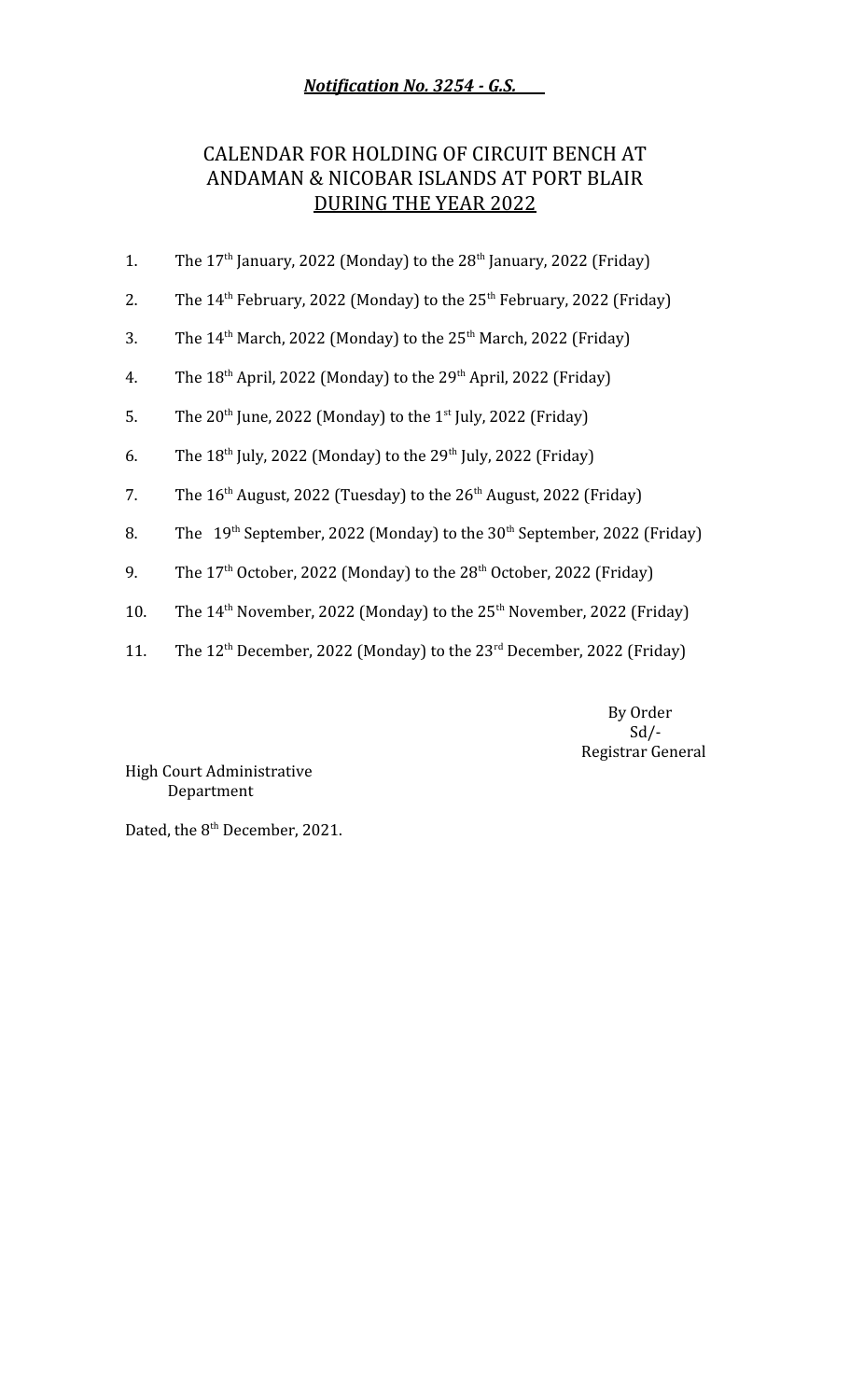***Notification No. 3254 - G.S.***

## CALENDAR FOR HOLDING OF CIRCUIT BENCH AT ANDAMAN & NICOBAR ISLANDS AT PORT BLAIR DURING THE YEAR 2022

1. The 17th January, 2022 (Monday) to the 28th January, 2022 (Friday)
2. The 14th February, 2022 (Monday) to the 25th February, 2022 (Friday)
3. The 14th March, 2022 (Monday) to the 25th March, 2022 (Friday)
4. The 18th April, 2022 (Monday) to the 29th April, 2022 (Friday)
5. The 20th June, 2022 (Monday) to the 1st July, 2022 (Friday)
6. The 18th July, 2022 (Monday) to the 29th July, 2022 (Friday)
7. The 16th August, 2022 (Tuesday) to the 26th August, 2022 (Friday)
8. The 19th September, 2022 (Monday) to the 30th September, 2022 (Friday)
9. The 17th October, 2022 (Monday) to the 28th October, 2022 (Friday)
10. The 14th November, 2022 (Monday) to the 25th November, 2022 (Friday)
11. The 12th December, 2022 (Monday) to the 23rd December, 2022 (Friday)

By Order
Sd/-
Registrar General

High Court Administrative
Department

Dated, the 8th December, 2021.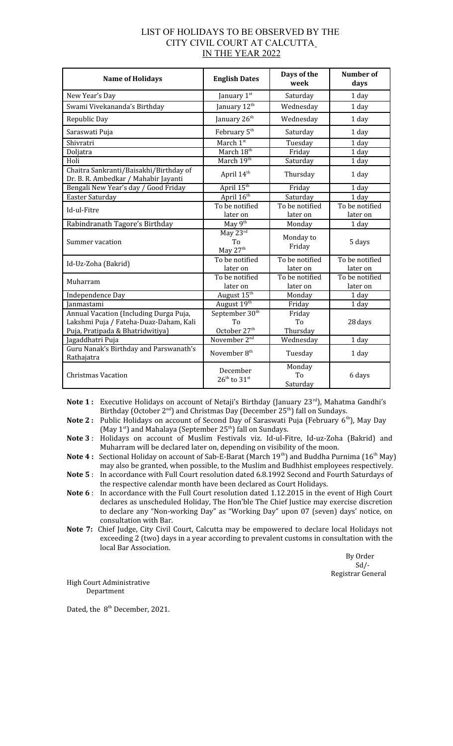# LIST OF HOLIDAYS TO BE OBSERVED BY THE CITY CIVIL COURT AT CALCUTTA IN THE YEAR 2022

| Name of Holidays | English Dates | Days of the week | Number of days |
|---|---|---|---|
| New Year's Day | January 1st | Saturday | 1 day |
| Swami Vivekananda's Birthday | January 12th | Wednesday | 1 day |
| Republic Day | January 26th | Wednesday | 1 day |
| Saraswati Puja | February 5th | Saturday | 1 day |
| Shivratri | March 1st | Tuesday | 1 day |
| Doljatra | March 18th | Friday | 1 day |
| Holi | March 19th | Saturday | 1 day |
| Chaitra Sankranti/Baisakhi/Birthday of Dr. B. R. Ambedkar / Mahabir Jayanti | April 14th | Thursday | 1 day |
| Bengali New Year's day / Good Friday | April 15th | Friday | 1 day |
| Easter Saturday | April 16th | Saturday | 1 day |
| Id-ul-Fitre | To be notified later on | To be notified later on | To be notified later on |
| Rabindranath Tagore's Birthday | May 9th | Monday | 1 day |
| Summer vacation | May 23rd To May 27th | Monday to Friday | 5 days |
| Id-Uz-Zoha (Bakrid) | To be notified later on | To be notified later on | To be notified later on |
| Muharram | To be notified later on | To be notified later on | To be notified later on |
| Independence Day | August 15th | Monday | 1 day |
| Janmastami | August 19th | Friday | 1 day |
| Annual Vacation (Including Durga Puja, Lakshmi Puja / Fateha-Duaz-Daham, Kali Puja, Pratipada & Bhatridwitiya) | September 30th To October 27th | Friday To Thursday | 28 days |
| Jagaddhatri Puja | November 2nd | Wednesday | 1 day |
| Guru Nanak's Birthday and Parswanath's Rathajatra | November 8th | Tuesday | 1 day |
| Christmas Vacation | December 26th to 31st | Monday To Saturday | 6 days |

**Note 1 :** Executive Holidays on account of Netaji's Birthday (January 23rd), Mahatma Gandhi's Birthday (October 2nd) and Christmas Day (December 25th) fall on Sundays.

**Note 2 :** Public Holidays on account of Second Day of Saraswati Puja (February 6th), May Day (May 1st) and Mahalaya (September 25th) fall on Sundays.

**Note 3 :** Holidays on account of Muslim Festivals viz. Id-ul-Fitre, Id-uz-Zoha (Bakrid) and Muharram will be declared later on, depending on visibility of the moon.

**Note 4 :** Sectional Holiday on account of Sab-E-Barat (March 19th) and Buddha Purnima (16th May) may also be granted, when possible, to the Muslim and Budhhist employees respectively.

**Note 5 :** In accordance with Full Court resolution dated 6.8.1992 Second and Fourth Saturdays of the respective calendar month have been declared as Court Holidays.

**Note 6 :** In accordance with the Full Court resolution dated 1.12.2015 in the event of High Court declares as unscheduled Holiday, The Hon'ble The Chief Justice may exercise discretion to declare any "Non-working Day" as "Working Day" upon 07 (seven) days' notice, on consultation with Bar.

**Note 7:** Chief Judge, City Civil Court, Calcutta may be empowered to declare local Holidays not exceeding 2 (two) days in a year according to prevalent customs in consultation with the local Bar Association.

By Order
Sd/-
Registrar General

High Court Administrative Department

Dated, the 8th December, 2021.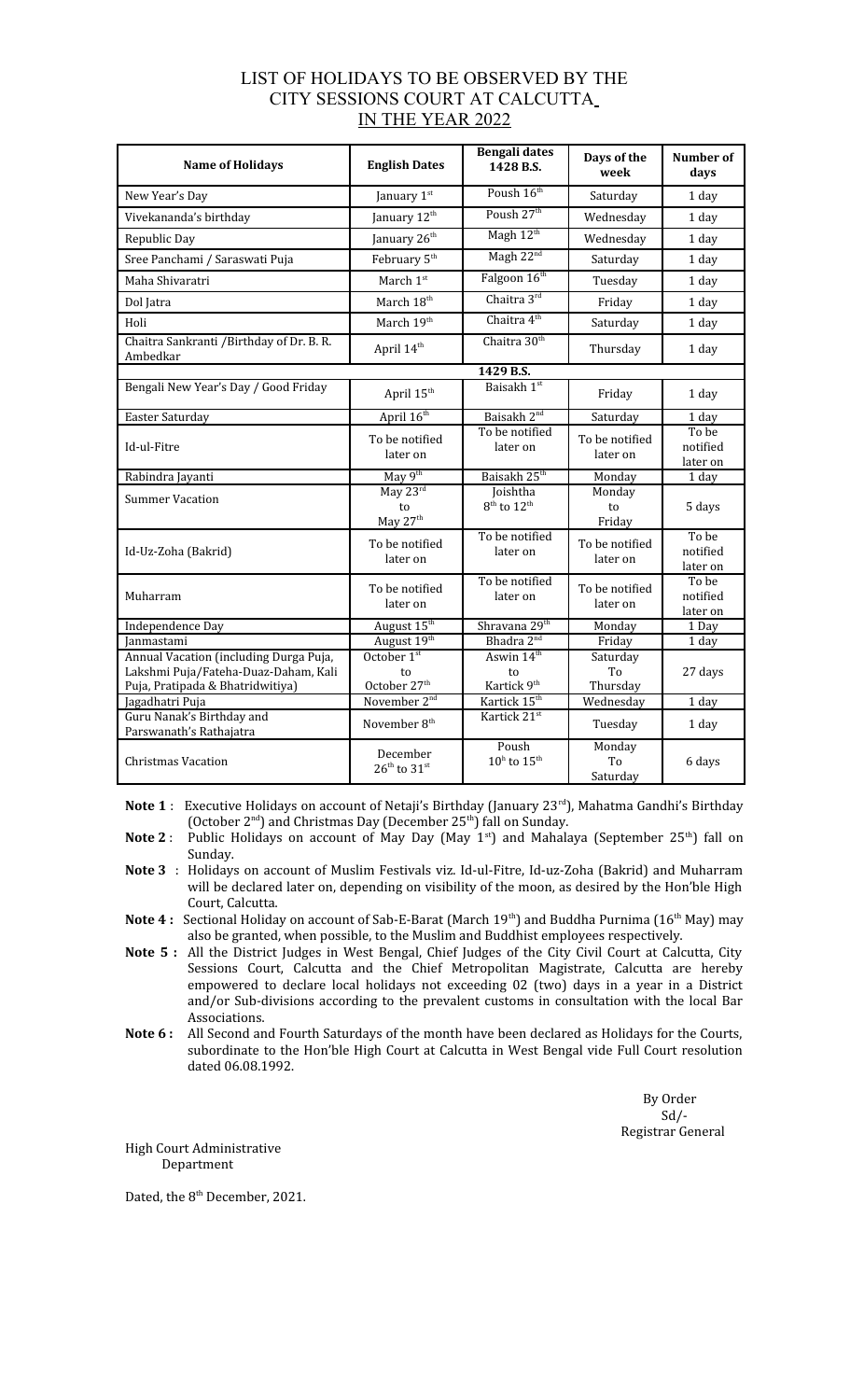# LIST OF HOLIDAYS TO BE OBSERVED BY THE CITY SESSIONS COURT AT CALCUTTA IN THE YEAR 2022

| Name of Holidays | English Dates | Bengali dates 1428 B.S. | Days of the week | Number of days |
|---|---|---|---|---|
| New Year's Day | January 1st | Poush 16th | Saturday | 1 day |
| Vivekananda's birthday | January 12th | Poush 27th | Wednesday | 1 day |
| Republic Day | January 26th | Magh 12th | Wednesday | 1 day |
| Sree Panchami / Saraswati Puja | February 5th | Magh 22nd | Saturday | 1 day |
| Maha Shivaratri | March 1st | Falgoon 16th | Tuesday | 1 day |
| Dol Jatra | March 18th | Chaitra 3rd | Friday | 1 day |
| Holi | March 19th | Chaitra 4th | Saturday | 1 day |
| Chaitra Sankranti /Birthday of Dr. B. R. Ambedkar | April 14th | Chaitra 30th | Thursday | 1 day |
| | | 1429 B.S. | | |
| Bengali New Year's Day / Good Friday | April 15th | Baisakh 1st | Friday | 1 day |
| Easter Saturday | April 16th | Baisakh 2nd | Saturday | 1 day |
| Id-ul-Fitre | To be notified later on | To be notified later on | To be notified later on | To be notified later on |
| Rabindra Jayanti | May 9th | Baisakh 25th | Monday | 1 day |
| Summer Vacation | May 23rd to May 27th | Joishtha 8th to 12th | Monday to Friday | 5 days |
| Id-Uz-Zoha (Bakrid) | To be notified later on | To be notified later on | To be notified later on | To be notified later on |
| Muharram | To be notified later on | To be notified later on | To be notified later on | To be notified later on |
| Independence Day | August 15th | Shravana 29th | Monday | 1 Day |
| Janmastami | August 19th | Bhadra 2nd | Friday | 1 day |
| Annual Vacation (including Durga Puja, Lakshmi Puja/Fateha-Duaz-Daham, Kali Puja, Pratipada & Bhatridwitiya) | October 1st to October 27th | Aswin 14th to Kartick 9th | Saturday To Thursday | 27 days |
| Jagadhatri Puja | November 2nd | Kartick 15th | Wednesday | 1 day |
| Guru Nanak's Birthday and Parswanath's Rathajatra | November 8th | Kartick 21st | Tuesday | 1 day |
| Christmas Vacation | December 26th to 31st | Poush 10h to 15th | Monday To Saturday | 6 days |

**Note 1** : Executive Holidays on account of Netaji's Birthday (January 23rd), Mahatma Gandhi's Birthday (October 2nd) and Christmas Day (December 25th) fall on Sunday.

**Note 2** : Public Holidays on account of May Day (May 1st) and Mahalaya (September 25th) fall on Sunday.

**Note 3** : Holidays on account of Muslim Festivals viz. Id-ul-Fitre, Id-uz-Zoha (Bakrid) and Muharram will be declared later on, depending on visibility of the moon, as desired by the Hon'ble High Court, Calcutta.

**Note 4 :** Sectional Holiday on account of Sab-E-Barat (March 19th) and Buddha Purnima (16th May) may also be granted, when possible, to the Muslim and Buddhist employees respectively.

**Note 5 :** All the District Judges in West Bengal, Chief Judges of the City Civil Court at Calcutta, City Sessions Court, Calcutta and the Chief Metropolitan Magistrate, Calcutta are hereby empowered to declare local holidays not exceeding 02 (two) days in a year in a District and/or Sub-divisions according to the prevalent customs in consultation with the local Bar Associations.

**Note 6 :** All Second and Fourth Saturdays of the month have been declared as Holidays for the Courts, subordinate to the Hon'ble High Court at Calcutta in West Bengal vide Full Court resolution dated 06.08.1992.

By Order
Sd/-
Registrar General

High Court Administrative Department

Dated, the 8th December, 2021.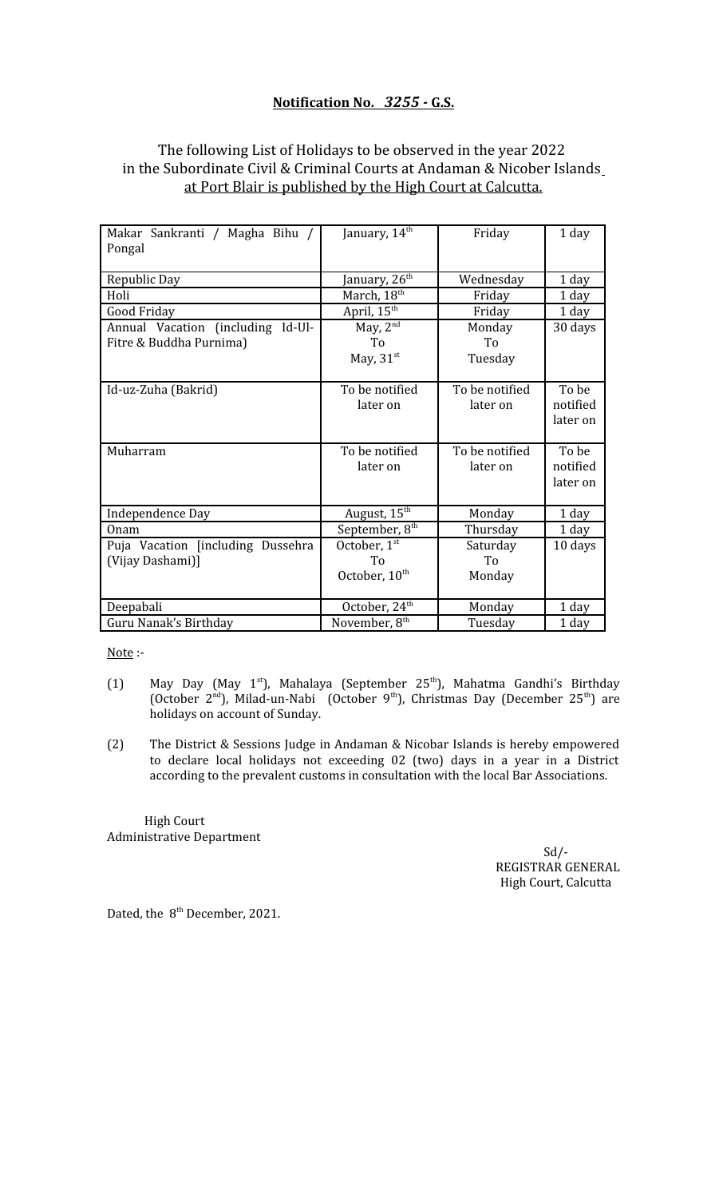**Notification No. *3255* - G.S.**

The following List of Holidays to be observed in the year 2022 in the Subordinate Civil & Criminal Courts at Andaman & Nicober Islands at Port Blair is published by the High Court at Calcutta.

| | | | |
|---|---|---|---|
| Makar Sankranti / Magha Bihu / Pongal | January, 14th | Friday | 1 day |
| Republic Day | January, 26th | Wednesday | 1 day |
| Holi | March, 18th | Friday | 1 day |
| Good Friday | April, 15th | Friday | 1 day |
| Annual Vacation (including Id-Ul-Fitre & Buddha Purnima) | May, 2nd To May, 31st | Monday To Tuesday | 30 days |
| Id-uz-Zuha (Bakrid) | To be notified later on | To be notified later on | To be notified later on |
| Muharram | To be notified later on | To be notified later on | To be notified later on |
| Independence Day | August, 15th | Monday | 1 day |
| Onam | September, 8th | Thursday | 1 day |
| Puja Vacation [including Dussehra (Vijay Dashami)] | October, 1st To October, 10th | Saturday To Monday | 10 days |
| Deepabali | October, 24th | Monday | 1 day |
| Guru Nanak's Birthday | November, 8th | Tuesday | 1 day |

Note :-

(1) May Day (May 1st), Mahalaya (September 25th), Mahatma Gandhi's Birthday (October 2nd), Milad-un-Nabi (October 9th), Christmas Day (December 25th) are holidays on account of Sunday.

(2) The District & Sessions Judge in Andaman & Nicobar Islands is hereby empowered to declare local holidays not exceeding 02 (two) days in a year in a District according to the prevalent customs in consultation with the local Bar Associations.

High Court
Administrative Department

Sd/-
REGISTRAR GENERAL
High Court, Calcutta

Dated, the 8th December, 2021.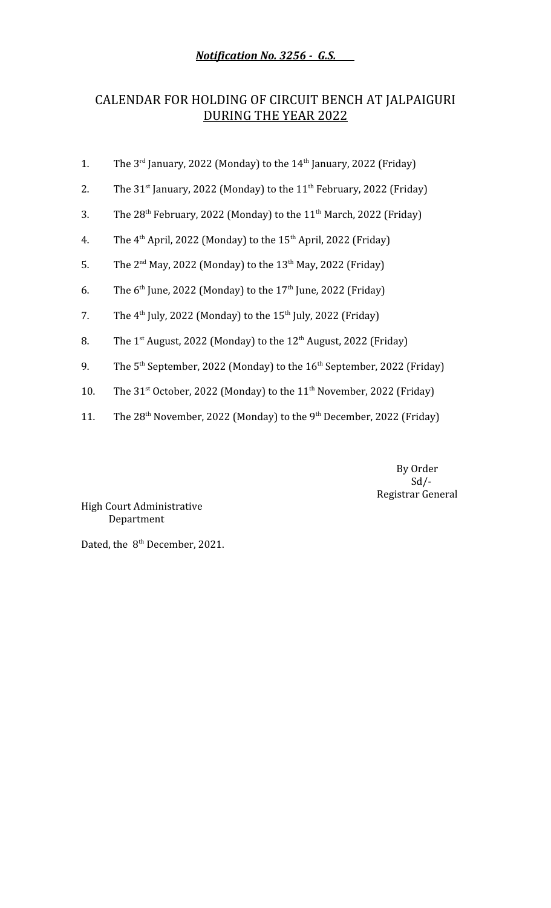***Notification No. 3256 - G.S.***

## CALENDAR FOR HOLDING OF CIRCUIT BENCH AT JALPAIGURI DURING THE YEAR 2022

1. The 3rd January, 2022 (Monday) to the 14th January, 2022 (Friday)
2. The 31st January, 2022 (Monday) to the 11th February, 2022 (Friday)
3. The 28th February, 2022 (Monday) to the 11th March, 2022 (Friday)
4. The 4th April, 2022 (Monday) to the 15th April, 2022 (Friday)
5. The 2nd May, 2022 (Monday) to the 13th May, 2022 (Friday)
6. The 6th June, 2022 (Monday) to the 17th June, 2022 (Friday)
7. The 4th July, 2022 (Monday) to the 15th July, 2022 (Friday)
8. The 1st August, 2022 (Monday) to the 12th August, 2022 (Friday)
9. The 5th September, 2022 (Monday) to the 16th September, 2022 (Friday)
10. The 31st October, 2022 (Monday) to the 11th November, 2022 (Friday)
11. The 28th November, 2022 (Monday) to the 9th December, 2022 (Friday)

By Order
Sd/-
Registrar General

High Court Administrative Department

Dated, the 8th December, 2021.